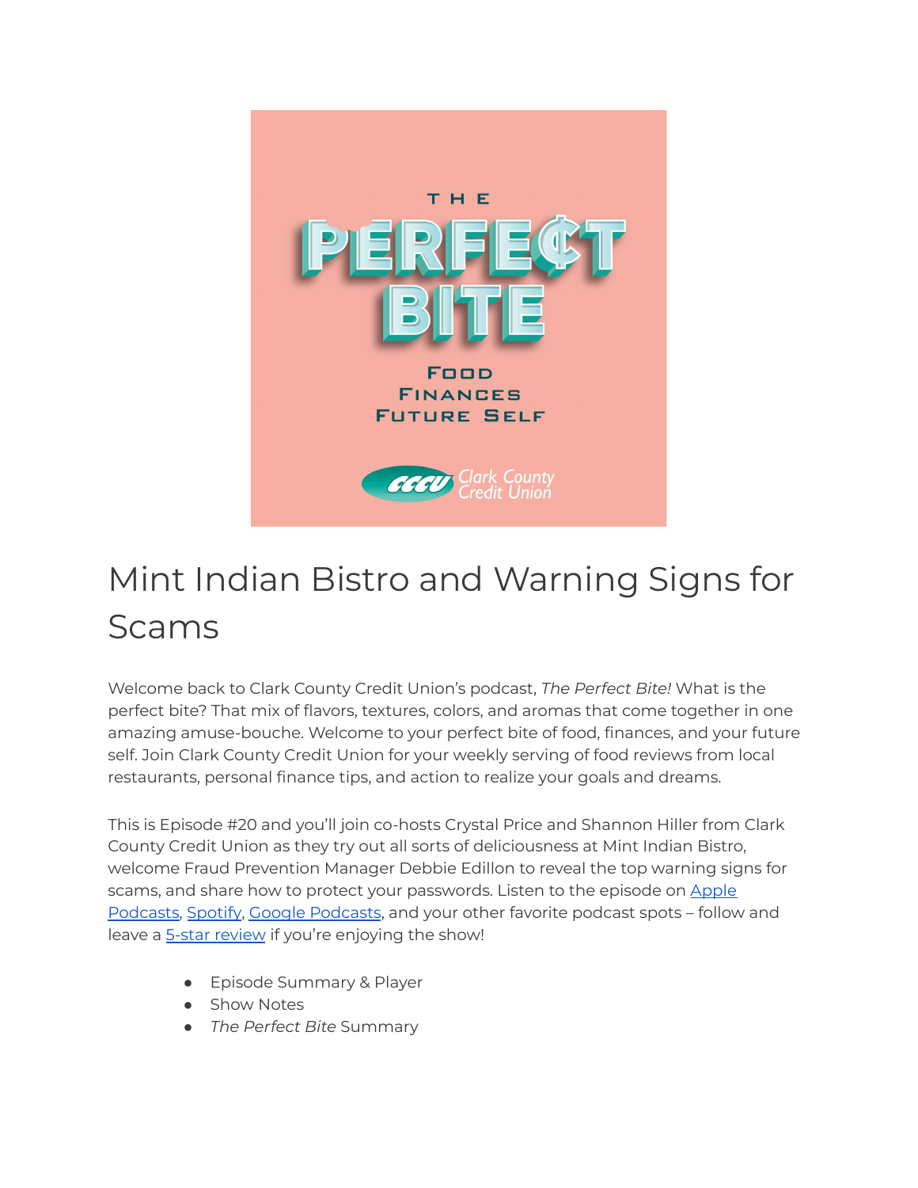# Mint Indian Bistro and Warning Signs for Scams

Welcome back to Clark County Credit Union's podcast, *The Perfect Bite!* What is the perfect bite? That mix of flavors, textures, colors, and aromas that come together in one amazing amuse-bouche. Welcome to your perfect bite of food, finances, and your future self. Join Clark County Credit Union for your weekly serving of food reviews from local restaurants, personal finance tips, and action to realize your goals and dreams.

This is Episode #20 and you'll join co-hosts Crystal Price and Shannon Hiller from Clark County Credit Union as they try out all sorts of deliciousness at Mint Indian Bistro, welcome Fraud Prevention Manager Debbie Edillon to reveal the top warning signs for scams, and share how to protect your passwords. Listen to the episode on Apple Podcasts, Spotify, Google Podcasts, and your other favorite podcast spots – follow and leave a 5-star review if you're enjoying the show!

- Episode Summary & Player
- Show Notes
- *The Perfect Bite* Summary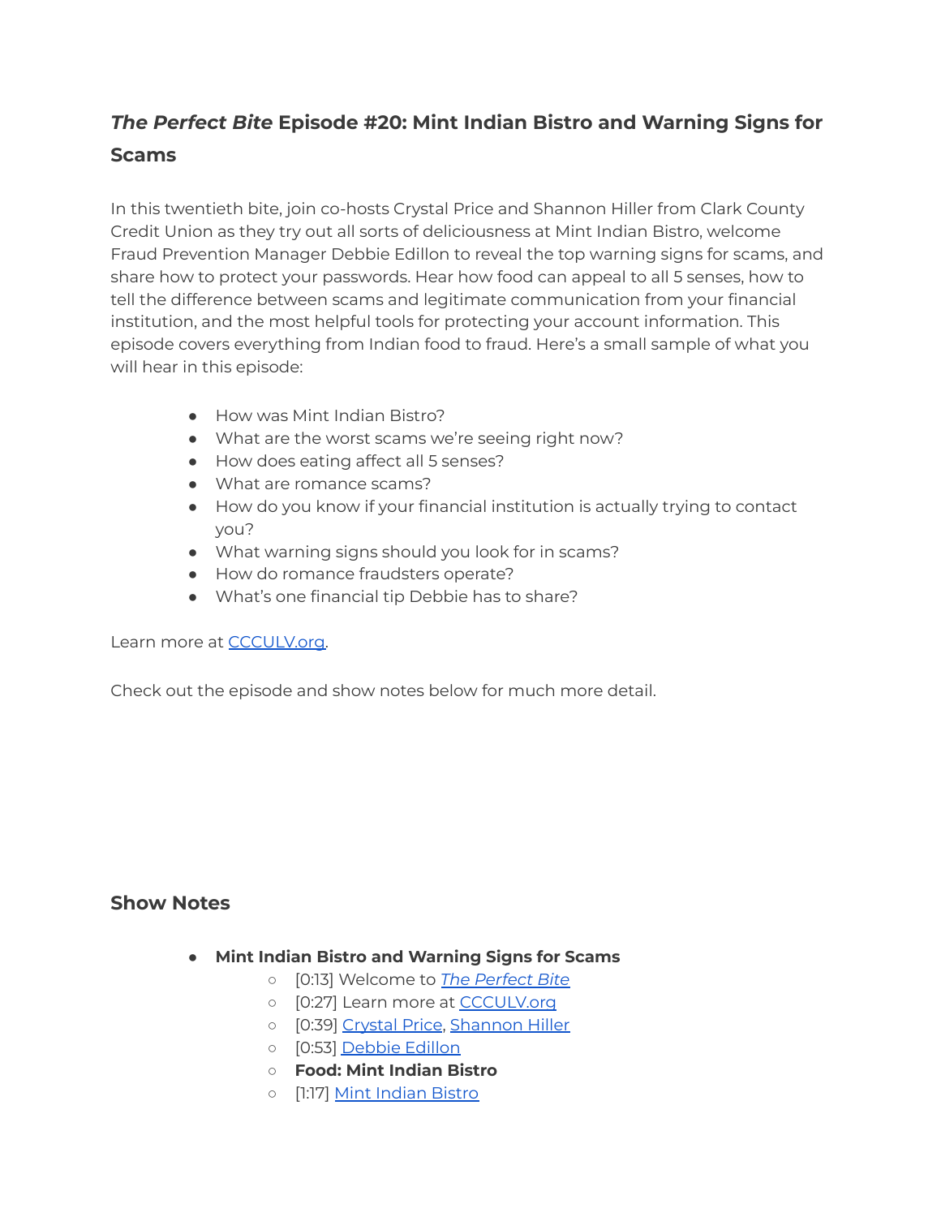## *The Perfect Bite* Episode #20: Mint Indian Bistro and Warning Signs for Scams

In this twentieth bite, join co-hosts Crystal Price and Shannon Hiller from Clark County Credit Union as they try out all sorts of deliciousness at Mint Indian Bistro, welcome Fraud Prevention Manager Debbie Edillon to reveal the top warning signs for scams, and share how to protect your passwords. Hear how food can appeal to all 5 senses, how to tell the difference between scams and legitimate communication from your financial institution, and the most helpful tools for protecting your account information. This episode covers everything from Indian food to fraud. Here's a small sample of what you will hear in this episode:

- How was Mint Indian Bistro?
- What are the worst scams we're seeing right now?
- How does eating affect all 5 senses?
- What are romance scams?
- How do you know if your financial institution is actually trying to contact you?
- What warning signs should you look for in scams?
- How do romance fraudsters operate?
- What's one financial tip Debbie has to share?

Learn more at [CCCULV.org](CCCULV.org).

Check out the episode and show notes below for much more detail.

## Show Notes

- **Mint Indian Bistro and Warning Signs for Scams**
  - [0:13] Welcome to *[The Perfect Bite](The Perfect Bite)*
  - [0:27] Learn more at [CCCULV.org](CCCULV.org)
  - [0:39] [Crystal Price](Crystal Price), [Shannon Hiller](Shannon Hiller)
  - [0:53] [Debbie Edillon](Debbie Edillon)
  - **Food: Mint Indian Bistro**
  - [1:17] [Mint Indian Bistro](Mint Indian Bistro)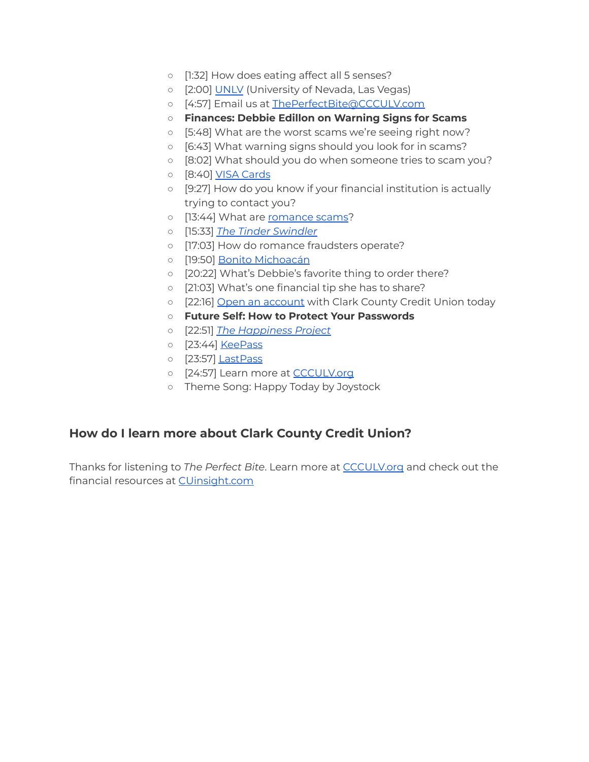- [1:32] How does eating affect all 5 senses?
- [2:00] UNLV (University of Nevada, Las Vegas)
- [4:57] Email us at ThePerfectBite@CCCULV.com
- **Finances: Debbie Edillon on Warning Signs for Scams**
- [5:48] What are the worst scams we're seeing right now?
- [6:43] What warning signs should you look for in scams?
- [8:02] What should you do when someone tries to scam you?
- [8:40] VISA Cards
- [9:27] How do you know if your financial institution is actually trying to contact you?
- [13:44] What are romance scams?
- [15:33] *The Tinder Swindler*
- [17:03] How do romance fraudsters operate?
- [19:50] Bonito Michoacán
- [20:22] What's Debbie's favorite thing to order there?
- [21:03] What's one financial tip she has to share?
- [22:16] Open an account with Clark County Credit Union today
- **Future Self: How to Protect Your Passwords**
- [22:51] *The Happiness Project*
- [23:44] KeePass
- [23:57] LastPass
- [24:57] Learn more at CCCULV.org
- Theme Song: Happy Today by Joystock

## How do I learn more about Clark County Credit Union?

Thanks for listening to *The Perfect Bite*. Learn more at CCCULV.org and check out the financial resources at CUinsight.com